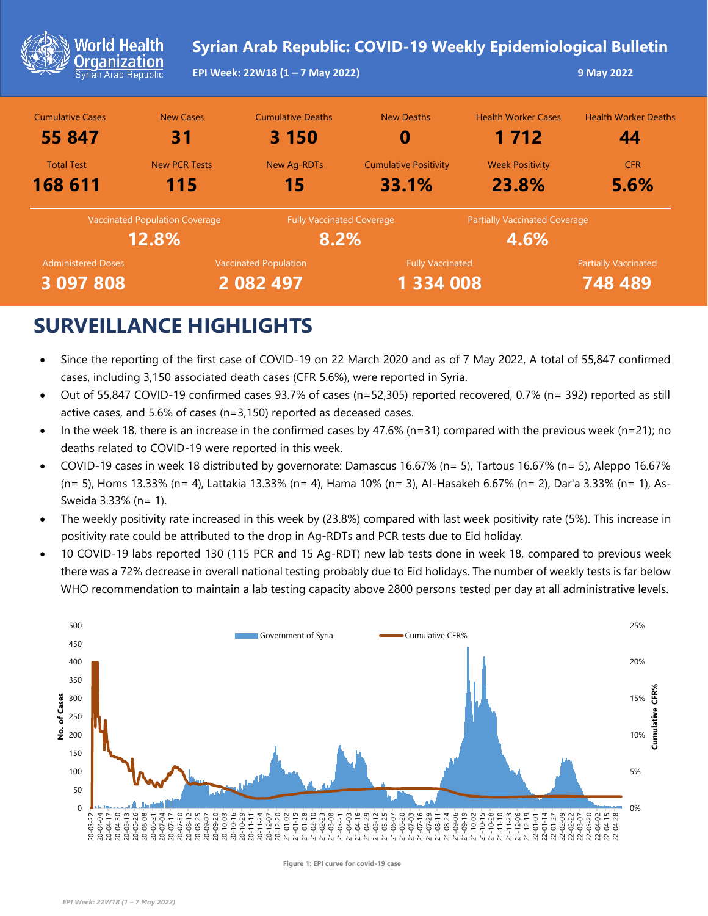# Syrian Arab Republic: COVID-19 Weekly Epidemiological Bulletin

**EPI Week: 22W18 (1 – 7 May 2022)**

**9 May 2022**

| Cumulative Cases | New Cases | Cumulative Deaths | New Deaths | Health Worker Cases | Health Worker Deaths |
|---|---|---|---|---|---|
| **55 847** | **31** | **3 150** | **0** | **1 712** | **44** |
| **Total Test** | **New PCR Tests** | **New Ag-RDTs** | **Cumulative Positivity** | **Week Positivity** | **CFR** |
| **168 611** | **115** | **15** | **33.1%** | **23.8%** | **5.6%** |

| Vaccinated Population Coverage | Fully Vaccinated Coverage | Partially Vaccinated Coverage |
|---|---|---|
| **12.8%** | **8.2%** | **4.6%** |

| Administered Doses | Vaccinated Population | Fully Vaccinated | Partially Vaccinated |
|---|---|---|---|
| **3 097 808** | **2 082 497** | **1 334 008** | **748 489** |

## SURVEILLANCE HIGHLIGHTS

- Since the reporting of the first case of COVID-19 on 22 March 2020 and as of 7 May 2022, A total of 55,847 confirmed cases, including 3,150 associated death cases (CFR 5.6%), were reported in Syria.
- Out of 55,847 COVID-19 confirmed cases 93.7% of cases (n=52,305) reported recovered, 0.7% (n= 392) reported as still active cases, and 5.6% of cases (n=3,150) reported as deceased cases.
- In the week 18, there is an increase in the confirmed cases by 47.6% (n=31) compared with the previous week (n=21); no deaths related to COVID-19 were reported in this week.
- COVID-19 cases in week 18 distributed by governorate: Damascus 16.67% (n= 5), Tartous 16.67% (n= 5), Aleppo 16.67% (n= 5), Homs 13.33% (n= 4), Lattakia 13.33% (n= 4), Hama 10% (n= 3), Al-Hasakeh 6.67% (n= 2), Dar'a 3.33% (n= 1), As-Sweida 3.33% (n= 1).
- The weekly positivity rate increased in this week by (23.8%) compared with last week positivity rate (5%). This increase in positivity rate could be attributed to the drop in Ag-RDTs and PCR tests due to Eid holiday.
- 10 COVID-19 labs reported 130 (115 PCR and 15 Ag-RDT) new lab tests done in week 18, compared to previous week there was a 72% decrease in overall national testing probably due to Eid holidays. The number of weekly tests is far below WHO recommendation to maintain a lab testing capacity above 2800 persons tested per day at all administrative levels.

Figure 1: EPI curve for covid-19 case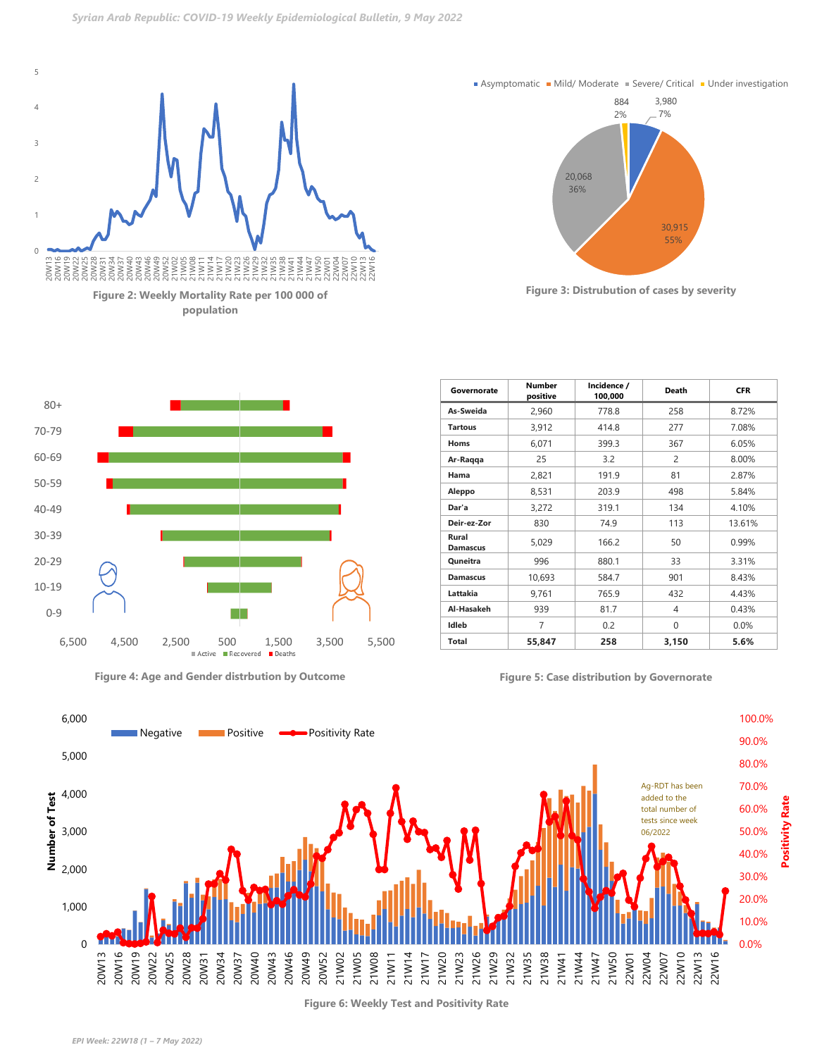Figure 2: Weekly Mortality Rate per 100 000 of population

Figure 3: Distrubution of cases by severity

Figure 4: Age and Gender distrbution by Outcome

| Governorate | Number positive | Incidence / 100,000 | Death | CFR |
|---|---|---|---|---|
| As-Sweida | 2,960 | 778.8 | 258 | 8.72% |
| Tartous | 3,912 | 414.8 | 277 | 7.08% |
| Homs | 6,071 | 399.3 | 367 | 6.05% |
| Ar-Raqqa | 25 | 3.2 | 2 | 8.00% |
| Hama | 2,821 | 191.9 | 81 | 2.87% |
| Aleppo | 8,531 | 203.9 | 498 | 5.84% |
| Dar'a | 3,272 | 319.1 | 134 | 4.10% |
| Deir-ez-Zor | 830 | 74.9 | 113 | 13.61% |
| Rural Damascus | 5,029 | 166.2 | 50 | 0.99% |
| Quneitra | 996 | 880.1 | 33 | 3.31% |
| Damascus | 10,693 | 584.7 | 901 | 8.43% |
| Lattakia | 9,761 | 765.9 | 432 | 4.43% |
| Al-Hasakeh | 939 | 81.7 | 4 | 0.43% |
| Idleb | 7 | 0.2 | 0 | 0.0% |
| Total | 55,847 | 258 | 3,150 | 5.6% |

Figure 5: Case distribution by Governorate

Ag-RDT has been added to the total number of tests since week 06/2022

Figure 6: Weekly Test and Positivity Rate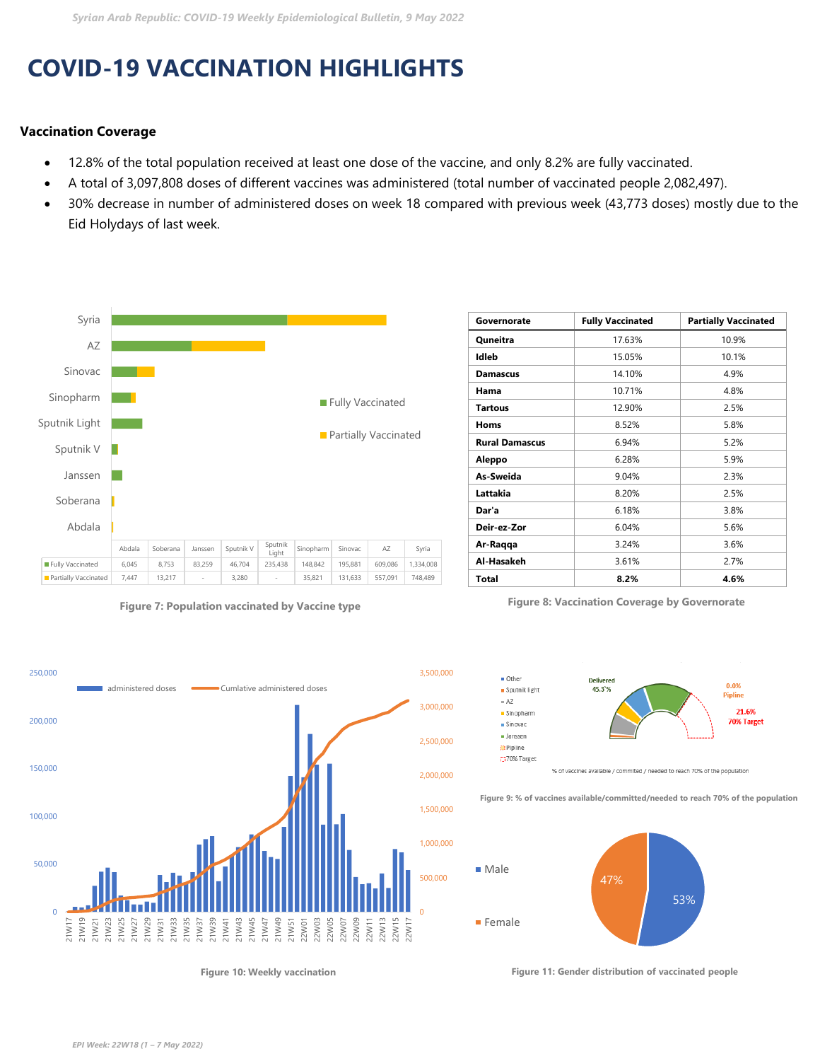# COVID-19 VACCINATION HIGHLIGHTS

**Vaccination Coverage**

- 12.8% of the total population received at least one dose of the vaccine, and only 8.2% are fully vaccinated.
- A total of 3,097,808 doses of different vaccines was administered (total number of vaccinated people 2,082,497).
- 30% decrease in number of administered doses on week 18 compared with previous week (43,773 doses) mostly due to the Eid Holydays of last week.

Syria
AZ
Sinovac
Sinopharm
Sputnik Light
Sputnik V
Janssen
Soberana
Abdala

Fully Vaccinated
Partially Vaccinated

| | Abdala | Soberana | Janssen | Sputnik V | Sputnik Light | Sinopharm | Sinovac | AZ | Syria |
|---|---|---|---|---|---|---|---|---|---|
| Fully Vaccinated | 6,045 | 8,753 | 83,259 | 46,704 | 235,438 | 148,842 | 195,881 | 609,086 | 1,334,008 |
| Partially Vaccinated | 7,447 | 13,217 | - | 3,280 | - | 35,821 | 131,633 | 557,091 | 748,489 |

**Figure 7: Population vaccinated by Vaccine type**

| Governorate | Fully Vaccinated | Partially Vaccinated |
|---|---|---|
| **Quneitra** | 17.63% | 10.9% |
| **Idleb** | 15.05% | 10.1% |
| **Damascus** | 14.10% | 4.9% |
| **Hama** | 10.71% | 4.8% |
| **Tartous** | 12.90% | 2.5% |
| **Homs** | 8.52% | 5.8% |
| **Rural Damascus** | 6.94% | 5.2% |
| **Aleppo** | 6.28% | 5.9% |
| **As-Sweida** | 9.04% | 2.3% |
| **Lattakia** | 8.20% | 2.5% |
| **Dar'a** | 6.18% | 3.8% |
| **Deir-ez-Zor** | 6.04% | 5.6% |
| **Ar-Raqqa** | 3.24% | 3.6% |
| **Al-Hasakeh** | 3.61% | 2.7% |
| **Total** | **8.2%** | **4.6%** |

**Figure 8: Vaccination Coverage by Governorate**

administered doses
Cumlative administered doses

250,000
200,000
150,000
100,000
50,000
0

3,500,000
3,000,000
2,500,000
2,000,000
1,500,000
1,000,000
500,000
0

21W17 21W19 21W21 21W23 21W25 21W27 21W29 21W31 21W33 21W35 21W37 21W39 21W41 21W43 21W45 21W47 21W49 21W51 22W01 22W03 22W05 22W07 22W09 22W11 22W13 22W15 22W17

**Figure 10: Weekly vaccination**

Other
Sputnik light
AZ
Sinopharm
Sinovac
Janssen
Pipline
70% Target

Delivered
45.3%

0.0%
Pipline

21.6%
70% Target

% of vaccines available / commited / needed to reach 70% of the population

**Figure 9: % of vaccines available/committed/needed to reach 70% of the population**

Male
Female

47%
53%

**Figure 11: Gender distribution of vaccinated people**